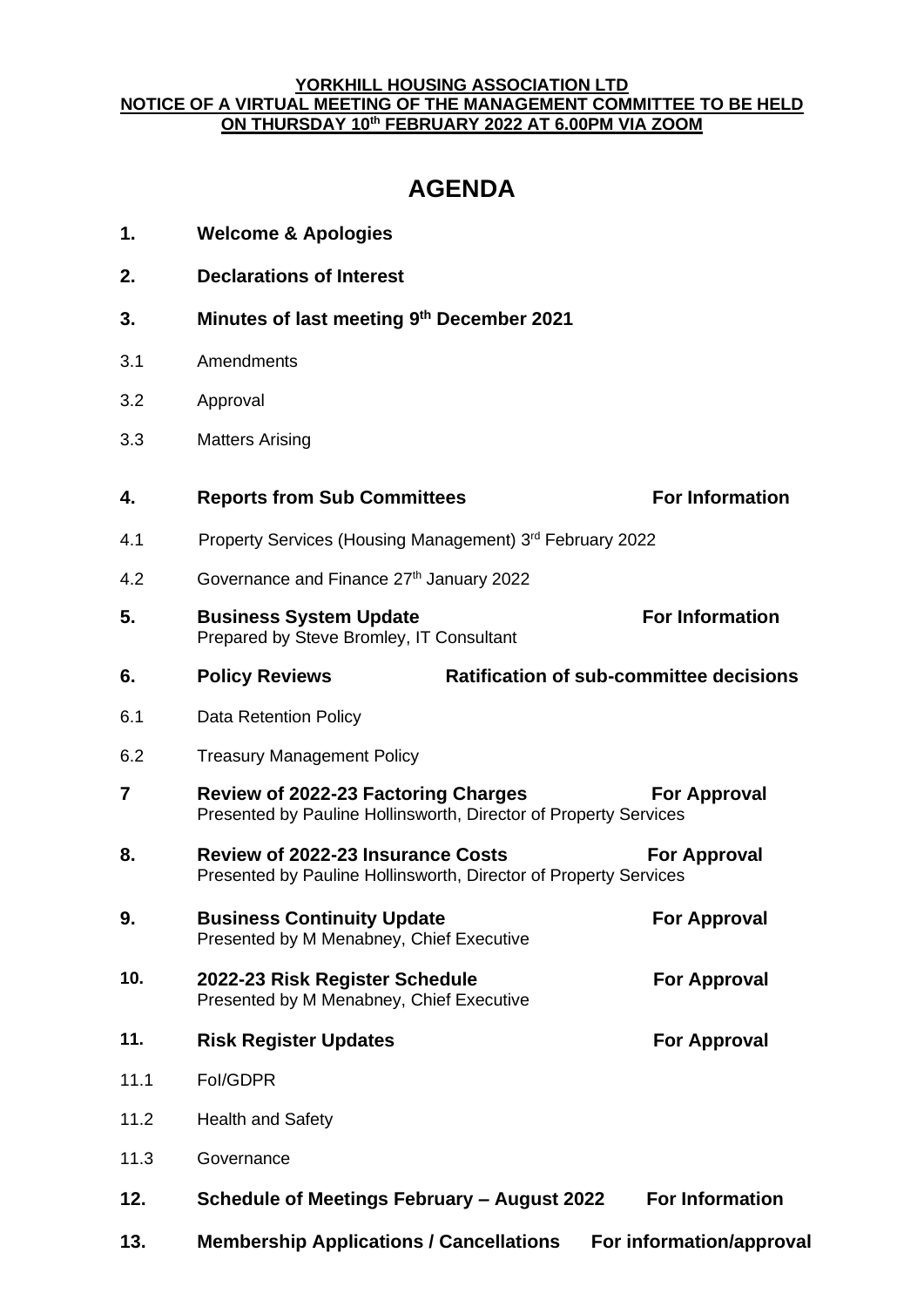**YORKHILL HOUSING ASSOCIATION LTD**
**NOTICE OF A VIRTUAL MEETING OF THE MANAGEMENT COMMITTEE TO BE HELD ON THURSDAY 10th FEBRUARY 2022 AT 6.00PM VIA ZOOM**

# AGENDA

**1. Welcome & Apologies**

**2. Declarations of Interest**

**3. Minutes of last meeting 9th December 2021**

3.1 Amendments

3.2 Approval

3.3 Matters Arising

**4. Reports from Sub Committees** — **For Information**

4.1 Property Services (Housing Management) 3rd February 2022

4.2 Governance and Finance 27th January 2022

**5. Business System Update** — **For Information**
Prepared by Steve Bromley, IT Consultant

**6. Policy Reviews** — **Ratification of sub-committee decisions**

6.1 Data Retention Policy

6.2 Treasury Management Policy

**7 Review of 2022-23 Factoring Charges** — **For Approval**
Presented by Pauline Hollinsworth, Director of Property Services

**8. Review of 2022-23 Insurance Costs** — **For Approval**
Presented by Pauline Hollinsworth, Director of Property Services

**9. Business Continuity Update** — **For Approval**
Presented by M Menabney, Chief Executive

**10. 2022-23 Risk Register Schedule** — **For Approval**
Presented by M Menabney, Chief Executive

**11. Risk Register Updates** — **For Approval**

11.1 FoI/GDPR

11.2 Health and Safety

11.3 Governance

**12. Schedule of Meetings February – August 2022** — **For Information**

**13. Membership Applications / Cancellations** — **For information/approval**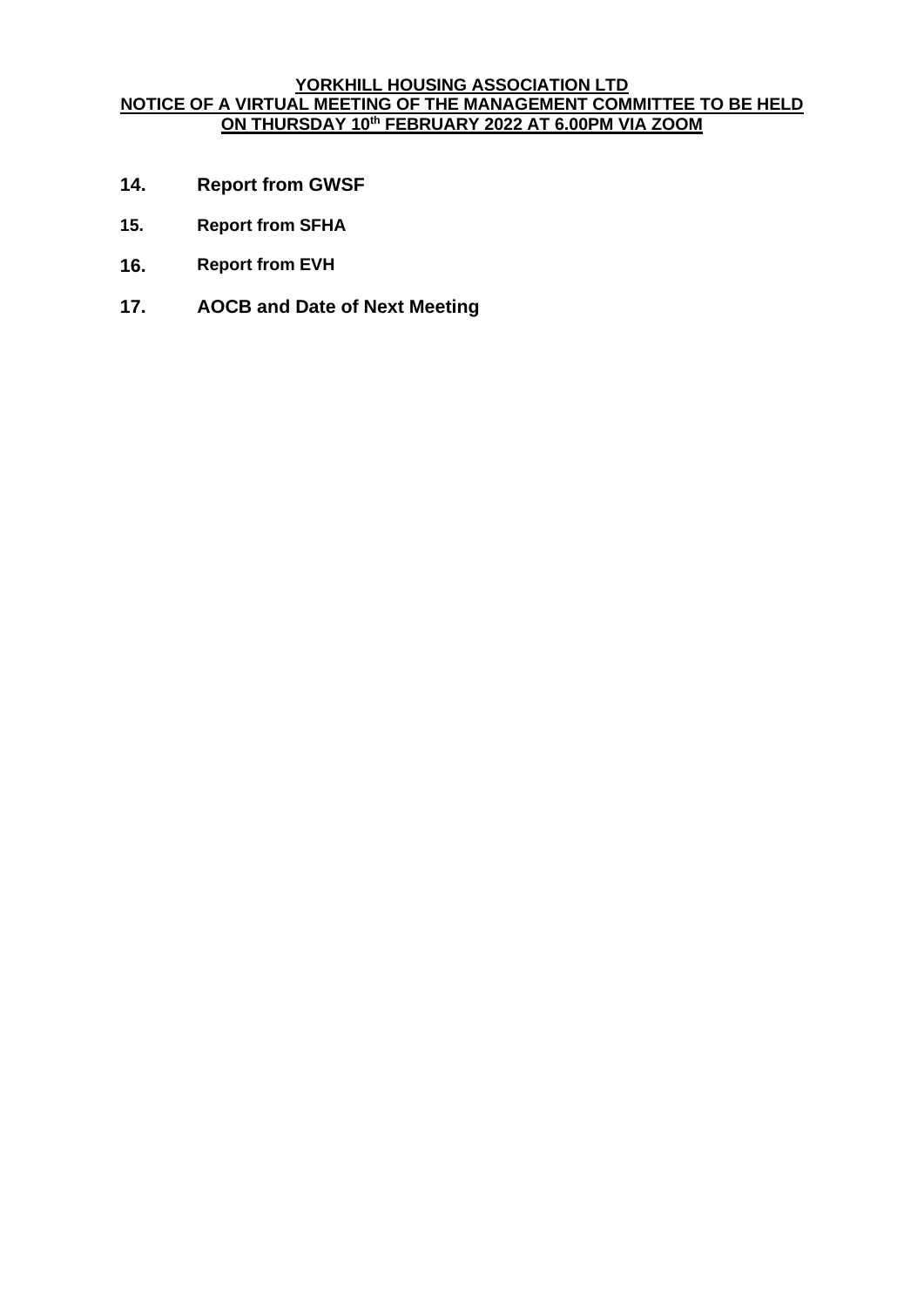**YORKHILL HOUSING ASSOCIATION LTD**
**NOTICE OF A VIRTUAL MEETING OF THE MANAGEMENT COMMITTEE TO BE HELD ON THURSDAY 10th FEBRUARY 2022 AT 6.00PM VIA ZOOM**

14. **Report from GWSF**

15. **Report from SFHA**

16. **Report from EVH**

17. **AOCB and Date of Next Meeting**